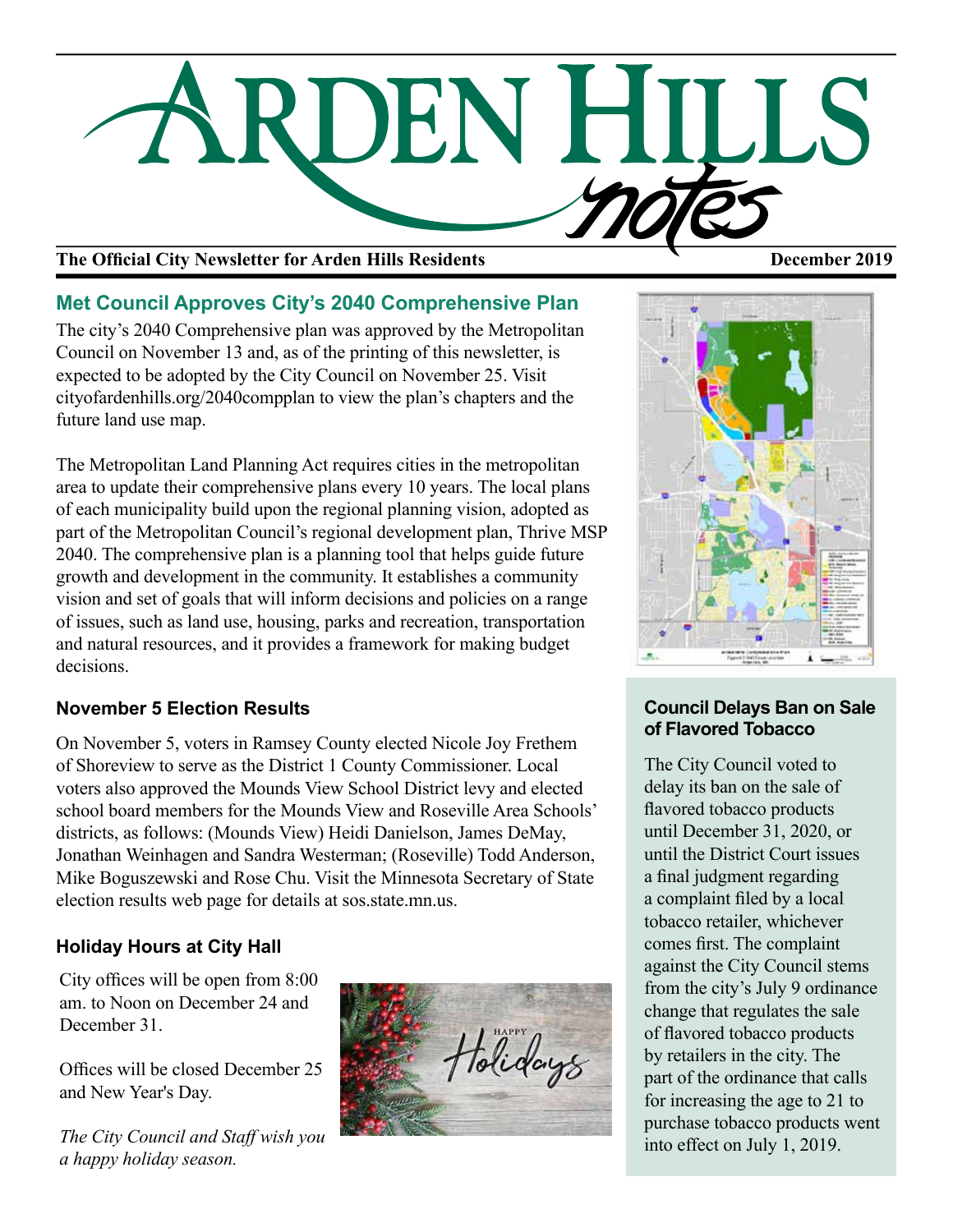# Arden Hills notes

**The Official City Newsletter for Arden Hills Residents** **December 2019**

## Met Council Approves City's 2040 Comprehensive Plan

The city's 2040 Comprehensive plan was approved by the Metropolitan Council on November 13 and, as of the printing of this newsletter, is expected to be adopted by the City Council on November 25. Visit cityofardenhills.org/2040compplan to view the plan's chapters and the future land use map.

The Metropolitan Land Planning Act requires cities in the metropolitan area to update their comprehensive plans every 10 years. The local plans of each municipality build upon the regional planning vision, adopted as part of the Metropolitan Council's regional development plan, Thrive MSP 2040. The comprehensive plan is a planning tool that helps guide future growth and development in the community. It establishes a community vision and set of goals that will inform decisions and policies on a range of issues, such as land use, housing, parks and recreation, transportation and natural resources, and it provides a framework for making budget decisions.

### November 5 Election Results

On November 5, voters in Ramsey County elected Nicole Joy Frethem of Shoreview to serve as the District 1 County Commissioner. Local voters also approved the Mounds View School District levy and elected school board members for the Mounds View and Roseville Area Schools' districts, as follows: (Mounds View) Heidi Danielson, James DeMay, Jonathan Weinhagen and Sandra Westerman; (Roseville) Todd Anderson, Mike Boguszewski and Rose Chu. Visit the Minnesota Secretary of State election results web page for details at sos.state.mn.us.

### Holiday Hours at City Hall

City offices will be open from 8:00 am. to Noon on December 24 and December 31.

Offices will be closed December 25 and New Year's Day.

*The City Council and Staff wish you a happy holiday season.*

### Council Delays Ban on Sale of Flavored Tobacco

The City Council voted to delay its ban on the sale of flavored tobacco products until December 31, 2020, or until the District Court issues a final judgment regarding a complaint filed by a local tobacco retailer, whichever comes first. The complaint against the City Council stems from the city's July 9 ordinance change that regulates the sale of flavored tobacco products by retailers in the city. The part of the ordinance that calls for increasing the age to 21 to purchase tobacco products went into effect on July 1, 2019.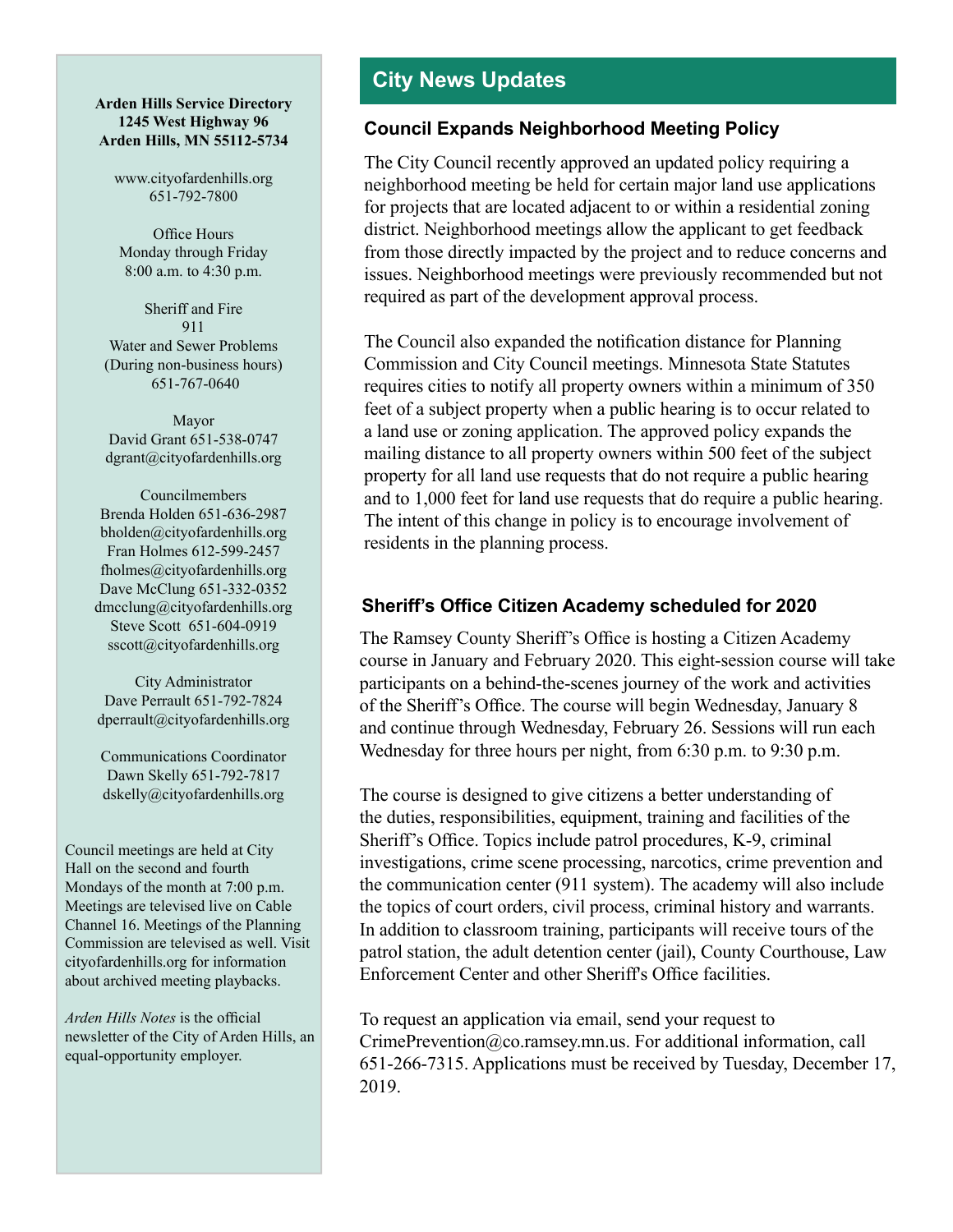**Arden Hills Service Directory**
**1245 West Highway 96**
**Arden Hills, MN 55112-5734**

www.cityofardenhills.org
651-792-7800

Office Hours
Monday through Friday
8:00 a.m. to 4:30 p.m.

Sheriff and Fire
911
Water and Sewer Problems
(During non-business hours)
651-767-0640

Mayor
David Grant 651-538-0747
dgrant@cityofardenhills.org

Councilmembers
Brenda Holden 651-636-2987
bholden@cityofardenhills.org
Fran Holmes 612-599-2457
fholmes@cityofardenhills.org
Dave McClung 651-332-0352
dmcclung@cityofardenhills.org
Steve Scott 651-604-0919
sscott@cityofardenhills.org

City Administrator
Dave Perrault 651-792-7824
dperrault@cityofardenhills.org

Communications Coordinator
Dawn Skelly 651-792-7817
dskelly@cityofardenhills.org

Council meetings are held at City Hall on the second and fourth Mondays of the month at 7:00 p.m. Meetings are televised live on Cable Channel 16. Meetings of the Planning Commission are televised as well. Visit cityofardenhills.org for information about archived meeting playbacks.

*Arden Hills Notes* is the official newsletter of the City of Arden Hills, an equal-opportunity employer.

## City News Updates

### Council Expands Neighborhood Meeting Policy

The City Council recently approved an updated policy requiring a neighborhood meeting be held for certain major land use applications for projects that are located adjacent to or within a residential zoning district. Neighborhood meetings allow the applicant to get feedback from those directly impacted by the project and to reduce concerns and issues. Neighborhood meetings were previously recommended but not required as part of the development approval process.

The Council also expanded the notification distance for Planning Commission and City Council meetings. Minnesota State Statutes requires cities to notify all property owners within a minimum of 350 feet of a subject property when a public hearing is to occur related to a land use or zoning application. The approved policy expands the mailing distance to all property owners within 500 feet of the subject property for all land use requests that do not require a public hearing and to 1,000 feet for land use requests that do require a public hearing. The intent of this change in policy is to encourage involvement of residents in the planning process.

### Sheriff's Office Citizen Academy scheduled for 2020

The Ramsey County Sheriff's Office is hosting a Citizen Academy course in January and February 2020. This eight-session course will take participants on a behind-the-scenes journey of the work and activities of the Sheriff's Office. The course will begin Wednesday, January 8 and continue through Wednesday, February 26. Sessions will run each Wednesday for three hours per night, from 6:30 p.m. to 9:30 p.m.

The course is designed to give citizens a better understanding of the duties, responsibilities, equipment, training and facilities of the Sheriff's Office. Topics include patrol procedures, K-9, criminal investigations, crime scene processing, narcotics, crime prevention and the communication center (911 system). The academy will also include the topics of court orders, civil process, criminal history and warrants. In addition to classroom training, participants will receive tours of the patrol station, the adult detention center (jail), County Courthouse, Law Enforcement Center and other Sheriff's Office facilities.

To request an application via email, send your request to CrimePrevention@co.ramsey.mn.us. For additional information, call 651-266-7315. Applications must be received by Tuesday, December 17, 2019.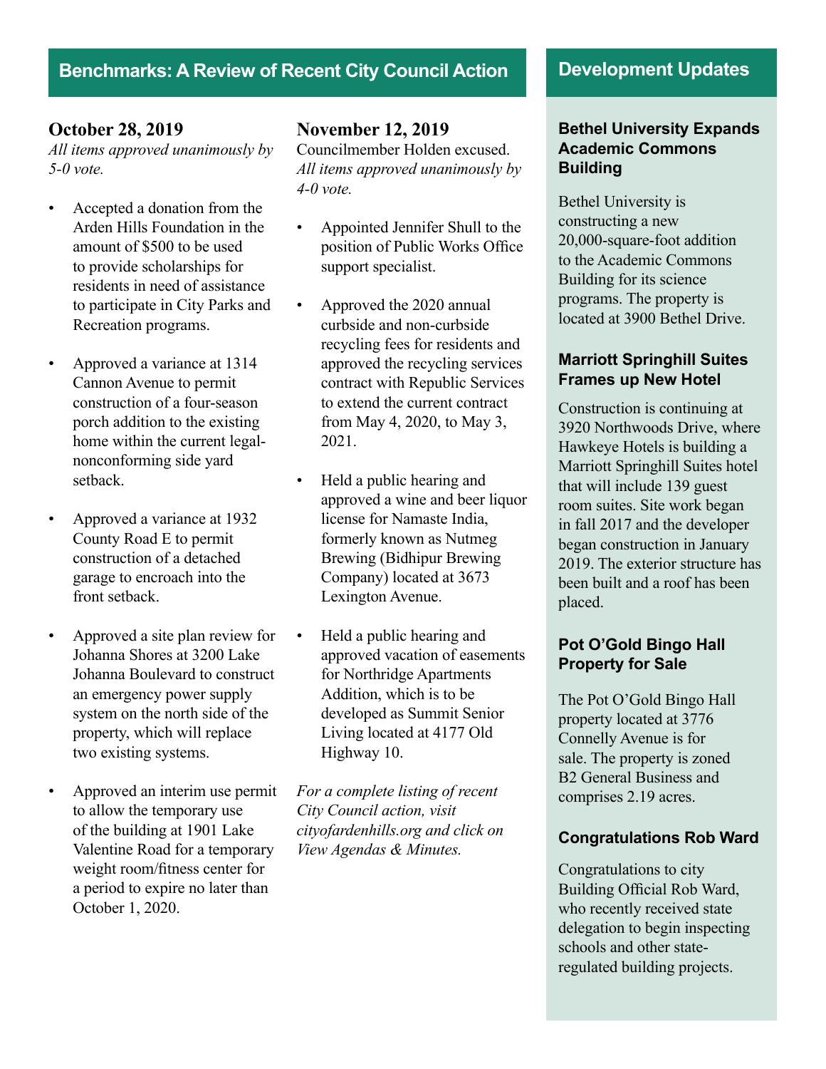## Benchmarks: A Review of Recent City Council Action

### October 28, 2019

*All items approved unanimously by 5-0 vote.*

- Accepted a donation from the Arden Hills Foundation in the amount of $500 to be used to provide scholarships for residents in need of assistance to participate in City Parks and Recreation programs.
- Approved a variance at 1314 Cannon Avenue to permit construction of a four-season porch addition to the existing home within the current legal-nonconforming side yard setback.
- Approved a variance at 1932 County Road E to permit construction of a detached garage to encroach into the front setback.
- Approved a site plan review for Johanna Shores at 3200 Lake Johanna Boulevard to construct an emergency power supply system on the north side of the property, which will replace two existing systems.
- Approved an interim use permit to allow the temporary use of the building at 1901 Lake Valentine Road for a temporary weight room/fitness center for a period to expire no later than October 1, 2020.

### November 12, 2019

Councilmember Holden excused. *All items approved unanimously by 4-0 vote.*

- Appointed Jennifer Shull to the position of Public Works Office support specialist.
- Approved the 2020 annual curbside and non-curbside recycling fees for residents and approved the recycling services contract with Republic Services to extend the current contract from May 4, 2020, to May 3, 2021.
- Held a public hearing and approved a wine and beer liquor license for Namaste India, formerly known as Nutmeg Brewing (Bidhipur Brewing Company) located at 3673 Lexington Avenue.
- Held a public hearing and approved vacation of easements for Northridge Apartments Addition, which is to be developed as Summit Senior Living located at 4177 Old Highway 10.

*For a complete listing of recent City Council action, visit cityofardenhills.org and click on View Agendas & Minutes.*

## Development Updates

### Bethel University Expands Academic Commons Building

Bethel University is constructing a new 20,000-square-foot addition to the Academic Commons Building for its science programs. The property is located at 3900 Bethel Drive.

### Marriott Springhill Suites Frames up New Hotel

Construction is continuing at 3920 Northwoods Drive, where Hawkeye Hotels is building a Marriott Springhill Suites hotel that will include 139 guest room suites. Site work began in fall 2017 and the developer began construction in January 2019. The exterior structure has been built and a roof has been placed.

### Pot O'Gold Bingo Hall Property for Sale

The Pot O'Gold Bingo Hall property located at 3776 Connelly Avenue is for sale. The property is zoned B2 General Business and comprises 2.19 acres.

### Congratulations Rob Ward

Congratulations to city Building Official Rob Ward, who recently received state delegation to begin inspecting schools and other state-regulated building projects.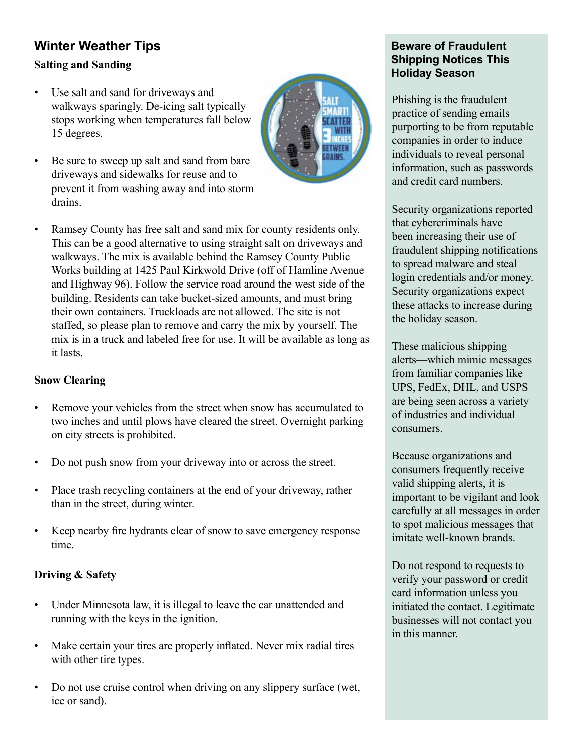## Winter Weather Tips

### Salting and Sanding

- Use salt and sand for driveways and walkways sparingly. De-icing salt typically stops working when temperatures fall below 15 degrees.
- Be sure to sweep up salt and sand from bare driveways and sidewalks for reuse and to prevent it from washing away and into storm drains.
- Ramsey County has free salt and sand mix for county residents only. This can be a good alternative to using straight salt on driveways and walkways. The mix is available behind the Ramsey County Public Works building at 1425 Paul Kirkwold Drive (off of Hamline Avenue and Highway 96). Follow the service road around the west side of the building. Residents can take bucket-sized amounts, and must bring their own containers. Truckloads are not allowed. The site is not staffed, so please plan to remove and carry the mix by yourself. The mix is in a truck and labeled free for use. It will be available as long as it lasts.

### Snow Clearing

- Remove your vehicles from the street when snow has accumulated to two inches and until plows have cleared the street. Overnight parking on city streets is prohibited.
- Do not push snow from your driveway into or across the street.
- Place trash recycling containers at the end of your driveway, rather than in the street, during winter.
- Keep nearby fire hydrants clear of snow to save emergency response time.

### Driving & Safety

- Under Minnesota law, it is illegal to leave the car unattended and running with the keys in the ignition.
- Make certain your tires are properly inflated. Never mix radial tires with other tire types.
- Do not use cruise control when driving on any slippery surface (wet, ice or sand).

## Beware of Fraudulent Shipping Notices This Holiday Season

Phishing is the fraudulent practice of sending emails purporting to be from reputable companies in order to induce individuals to reveal personal information, such as passwords and credit card numbers.

Security organizations reported that cybercriminals have been increasing their use of fraudulent shipping notifications to spread malware and steal login credentials and/or money. Security organizations expect these attacks to increase during the holiday season.

These malicious shipping alerts—which mimic messages from familiar companies like UPS, FedEx, DHL, and USPS—are being seen across a variety of industries and individual consumers.

Because organizations and consumers frequently receive valid shipping alerts, it is important to be vigilant and look carefully at all messages in order to spot malicious messages that imitate well-known brands.

Do not respond to requests to verify your password or credit card information unless you initiated the contact. Legitimate businesses will not contact you in this manner.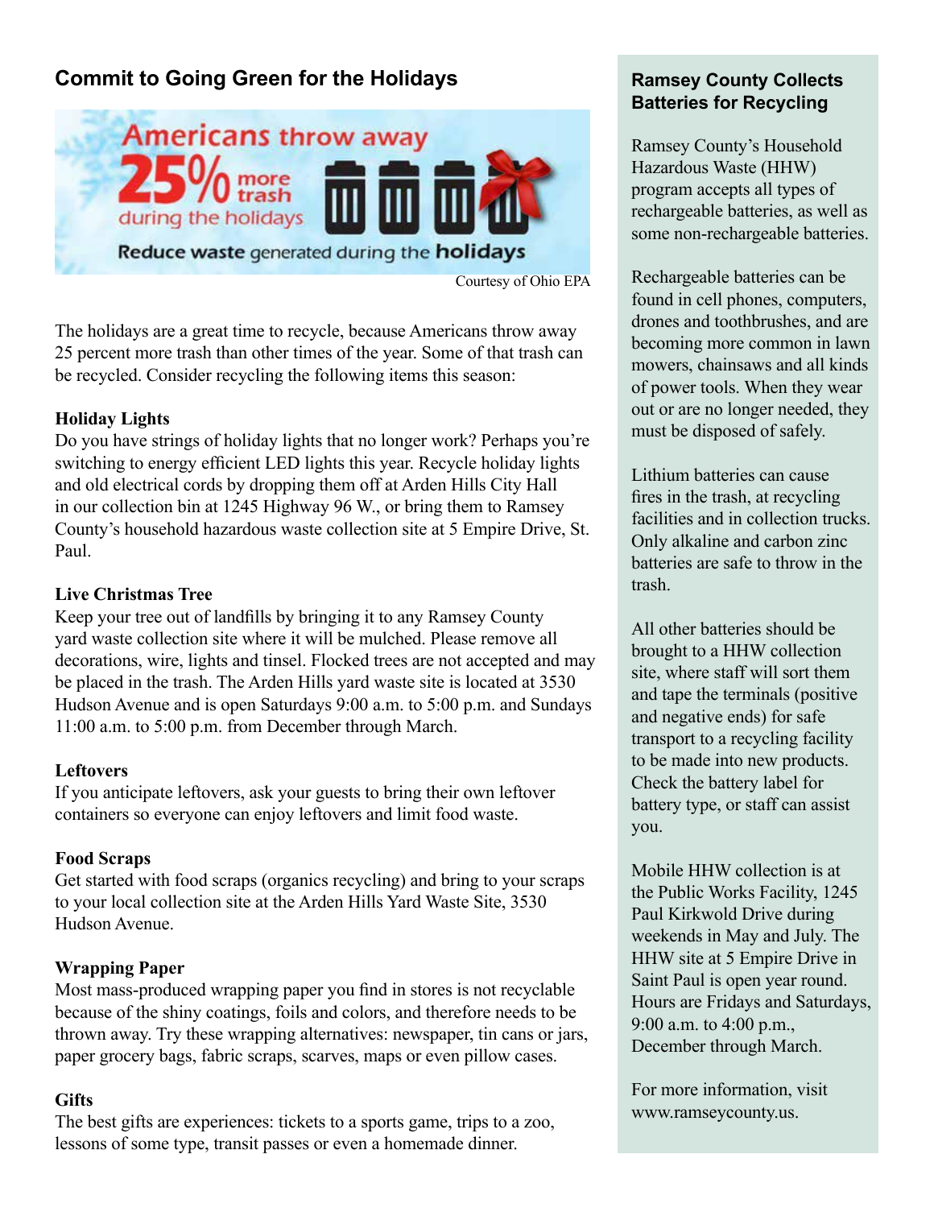## Commit to Going Green for the Holidays

Americans throw away 25% more trash during the holidays

Reduce waste generated during the **holidays**

Courtesy of Ohio EPA

The holidays are a great time to recycle, because Americans throw away 25 percent more trash than other times of the year. Some of that trash can be recycled. Consider recycling the following items this season:

**Holiday Lights**
Do you have strings of holiday lights that no longer work? Perhaps you're switching to energy efficient LED lights this year. Recycle holiday lights and old electrical cords by dropping them off at Arden Hills City Hall in our collection bin at 1245 Highway 96 W., or bring them to Ramsey County's household hazardous waste collection site at 5 Empire Drive, St. Paul.

**Live Christmas Tree**
Keep your tree out of landfills by bringing it to any Ramsey County yard waste collection site where it will be mulched. Please remove all decorations, wire, lights and tinsel. Flocked trees are not accepted and may be placed in the trash. The Arden Hills yard waste site is located at 3530 Hudson Avenue and is open Saturdays 9:00 a.m. to 5:00 p.m. and Sundays 11:00 a.m. to 5:00 p.m. from December through March.

**Leftovers**
If you anticipate leftovers, ask your guests to bring their own leftover containers so everyone can enjoy leftovers and limit food waste.

**Food Scraps**
Get started with food scraps (organics recycling) and bring to your scraps to your local collection site at the Arden Hills Yard Waste Site, 3530 Hudson Avenue.

**Wrapping Paper**
Most mass-produced wrapping paper you find in stores is not recyclable because of the shiny coatings, foils and colors, and therefore needs to be thrown away. Try these wrapping alternatives: newspaper, tin cans or jars, paper grocery bags, fabric scraps, scarves, maps or even pillow cases.

**Gifts**
The best gifts are experiences: tickets to a sports game, trips to a zoo, lessons of some type, transit passes or even a homemade dinner.

### Ramsey County Collects Batteries for Recycling

Ramsey County's Household Hazardous Waste (HHW) program accepts all types of rechargeable batteries, as well as some non-rechargeable batteries.

Rechargeable batteries can be found in cell phones, computers, drones and toothbrushes, and are becoming more common in lawn mowers, chainsaws and all kinds of power tools. When they wear out or are no longer needed, they must be disposed of safely.

Lithium batteries can cause fires in the trash, at recycling facilities and in collection trucks. Only alkaline and carbon zinc batteries are safe to throw in the trash.

All other batteries should be brought to a HHW collection site, where staff will sort them and tape the terminals (positive and negative ends) for safe transport to a recycling facility to be made into new products. Check the battery label for battery type, or staff can assist you.

Mobile HHW collection is at the Public Works Facility, 1245 Paul Kirkwold Drive during weekends in May and July. The HHW site at 5 Empire Drive in Saint Paul is open year round. Hours are Fridays and Saturdays, 9:00 a.m. to 4:00 p.m., December through March.

For more information, visit www.ramseycounty.us.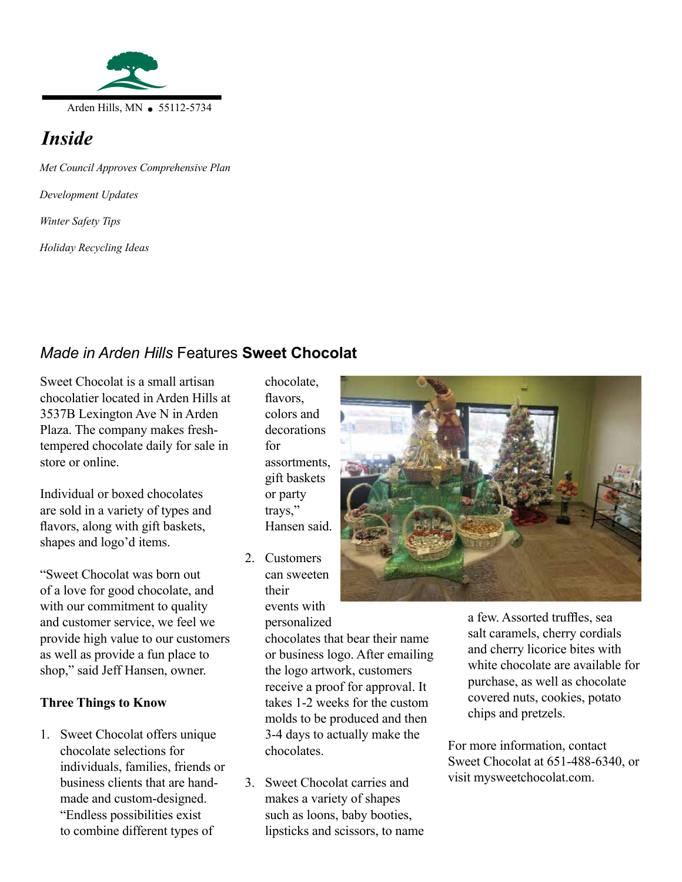Arden Hills, MN • 55112-5734

## *Inside*

*Met Council Approves Comprehensive Plan*

*Development Updates*

*Winter Safety Tips*

*Holiday Recycling Ideas*

## *Made in Arden Hills* Features **Sweet Chocolat**

Sweet Chocolat is a small artisan chocolatier located in Arden Hills at 3537B Lexington Ave N in Arden Plaza. The company makes fresh-tempered chocolate daily for sale in store or online.

Individual or boxed chocolates are sold in a variety of types and flavors, along with gift baskets, shapes and logo'd items.

"Sweet Chocolat was born out of a love for good chocolate, and with our commitment to quality and customer service, we feel we provide high value to our customers as well as provide a fun place to shop," said Jeff Hansen, owner.

**Three Things to Know**

1. Sweet Chocolat offers unique chocolate selections for individuals, families, friends or business clients that are hand-made and custom-designed. "Endless possibilities exist to combine different types of chocolate, flavors, colors and decorations for assortments, gift baskets or party trays," Hansen said.
2. Customers can sweeten their events with personalized chocolates that bear their name or business logo. After emailing the logo artwork, customers receive a proof for approval. It takes 1-2 weeks for the custom molds to be produced and then 3-4 days to actually make the chocolates.
3. Sweet Chocolat carries and makes a variety of shapes such as loons, baby booties, lipsticks and scissors, to name a few. Assorted truffles, sea salt caramels, cherry cordials and cherry licorice bites with white chocolate are available for purchase, as well as chocolate covered nuts, cookies, potato chips and pretzels.

For more information, contact Sweet Chocolat at 651-488-6340, or visit mysweetchocolat.com.